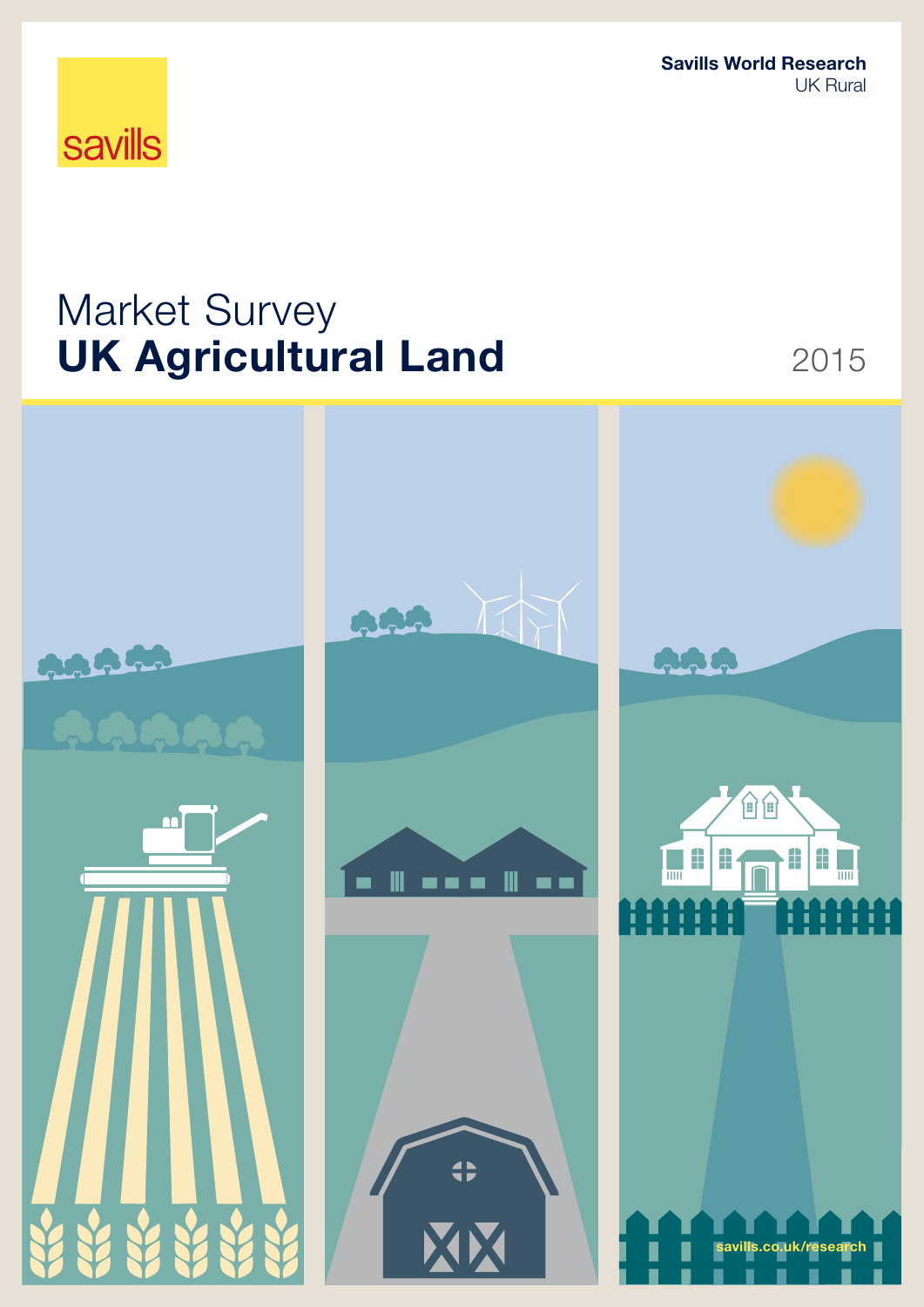savills

**Savills World Research**
UK Rural

# Market Survey
# **UK Agricultural Land**

2015

savills.co.uk/research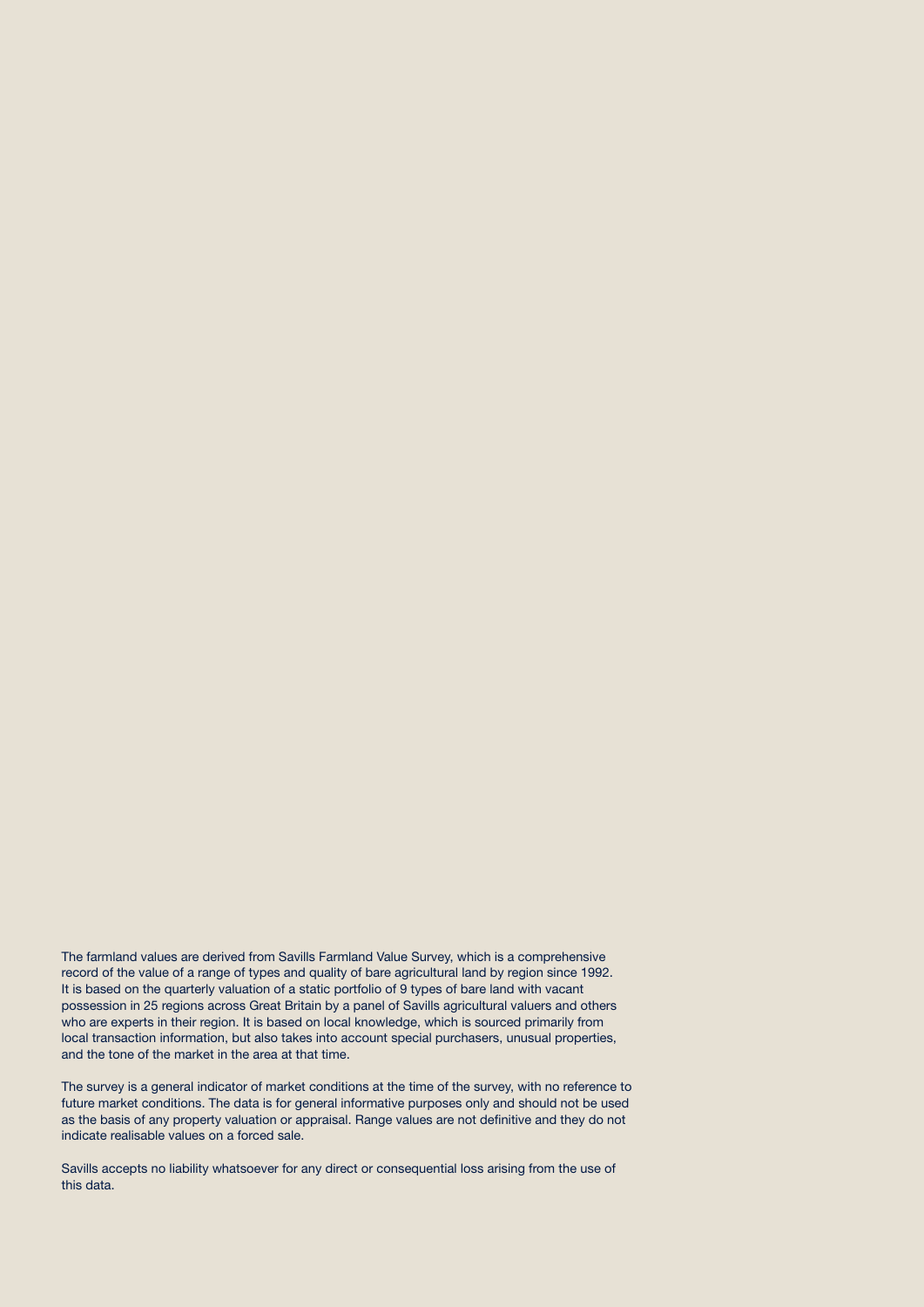The farmland values are derived from Savills Farmland Value Survey, which is a comprehensive record of the value of a range of types and quality of bare agricultural land by region since 1992. It is based on the quarterly valuation of a static portfolio of 9 types of bare land with vacant possession in 25 regions across Great Britain by a panel of Savills agricultural valuers and others who are experts in their region. It is based on local knowledge, which is sourced primarily from local transaction information, but also takes into account special purchasers, unusual properties, and the tone of the market in the area at that time.

The survey is a general indicator of market conditions at the time of the survey, with no reference to future market conditions. The data is for general informative purposes only and should not be used as the basis of any property valuation or appraisal. Range values are not definitive and they do not indicate realisable values on a forced sale.

Savills accepts no liability whatsoever for any direct or consequential loss arising from the use of this data.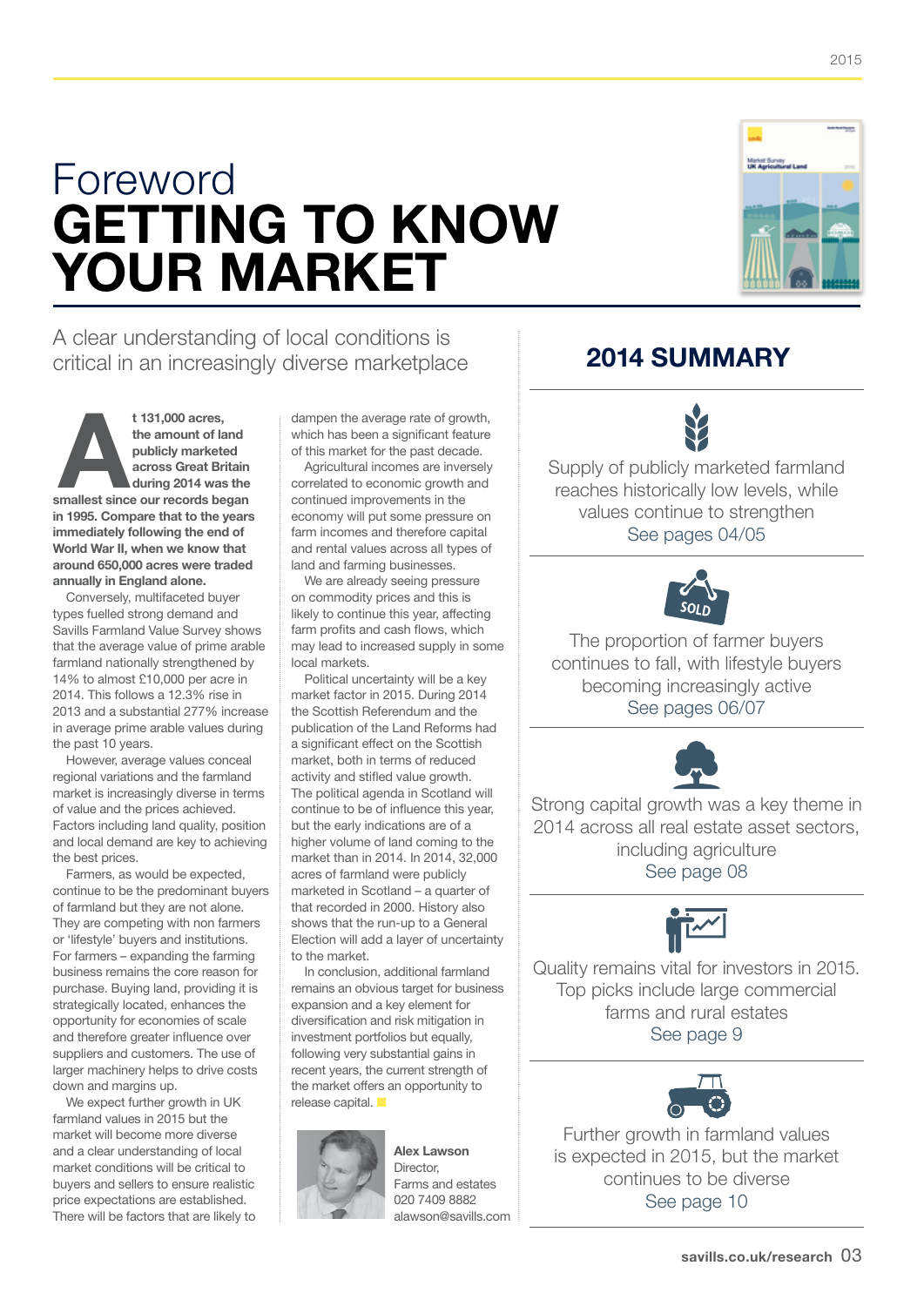# Foreword
# GETTING TO KNOW YOUR MARKET

A clear understanding of local conditions is critical in an increasingly diverse marketplace

**At 131,000 acres, the amount of land publicly marketed across Great Britain during 2014 was the smallest since our records began in 1995. Compare that to the years immediately following the end of World War II, when we know that around 650,000 acres were traded annually in England alone.**

Conversely, multifaceted buyer types fuelled strong demand and Savills Farmland Value Survey shows that the average value of prime arable farmland nationally strengthened by 14% to almost £10,000 per acre in 2014. This follows a 12.3% rise in 2013 and a substantial 277% increase in average prime arable values during the past 10 years.

However, average values conceal regional variations and the farmland market is increasingly diverse in terms of value and the prices achieved. Factors including land quality, position and local demand are key to achieving the best prices.

Farmers, as would be expected, continue to be the predominant buyers of farmland but they are not alone. They are competing with non farmers or 'lifestyle' buyers and institutions. For farmers – expanding the farming business remains the core reason for purchase. Buying land, providing it is strategically located, enhances the opportunity for economies of scale and therefore greater influence over suppliers and customers. The use of larger machinery helps to drive costs down and margins up.

We expect further growth in UK farmland values in 2015 but the market will become more diverse and a clear understanding of local market conditions will be critical to buyers and sellers to ensure realistic price expectations are established. There will be factors that are likely to dampen the average rate of growth, which has been a significant feature of this market for the past decade.

Agricultural incomes are inversely correlated to economic growth and continued improvements in the economy will put some pressure on farm incomes and therefore capital and rental values across all types of land and farming businesses.

We are already seeing pressure on commodity prices and this is likely to continue this year, affecting farm profits and cash flows, which may lead to increased supply in some local markets.

Political uncertainty will be a key market factor in 2015. During 2014 the Scottish Referendum and the publication of the Land Reforms had a significant effect on the Scottish market, both in terms of reduced activity and stifled value growth. The political agenda in Scotland will continue to be of influence this year, but the early indications are of a higher volume of land coming to the market than in 2014. In 2014, 32,000 acres of farmland were publicly marketed in Scotland – a quarter of that recorded in 2000. History also shows that the run-up to a General Election will add a layer of uncertainty to the market.

In conclusion, additional farmland remains an obvious target for business expansion and a key element for diversification and risk mitigation in investment portfolios but equally, following very substantial gains in recent years, the current strength of the market offers an opportunity to release capital.

**Alex Lawson**
Director,
Farms and estates
020 7409 8882
alawson@savills.com

## 2014 SUMMARY

Supply of publicly marketed farmland reaches historically low levels, while values continue to strengthen
See pages 04/05

The proportion of farmer buyers continues to fall, with lifestyle buyers becoming increasingly active
See pages 06/07

Strong capital growth was a key theme in 2014 across all real estate asset sectors, including agriculture
See page 08

Quality remains vital for investors in 2015. Top picks include large commercial farms and rural estates
See page 9

Further growth in farmland values is expected in 2015, but the market continues to be diverse
See page 10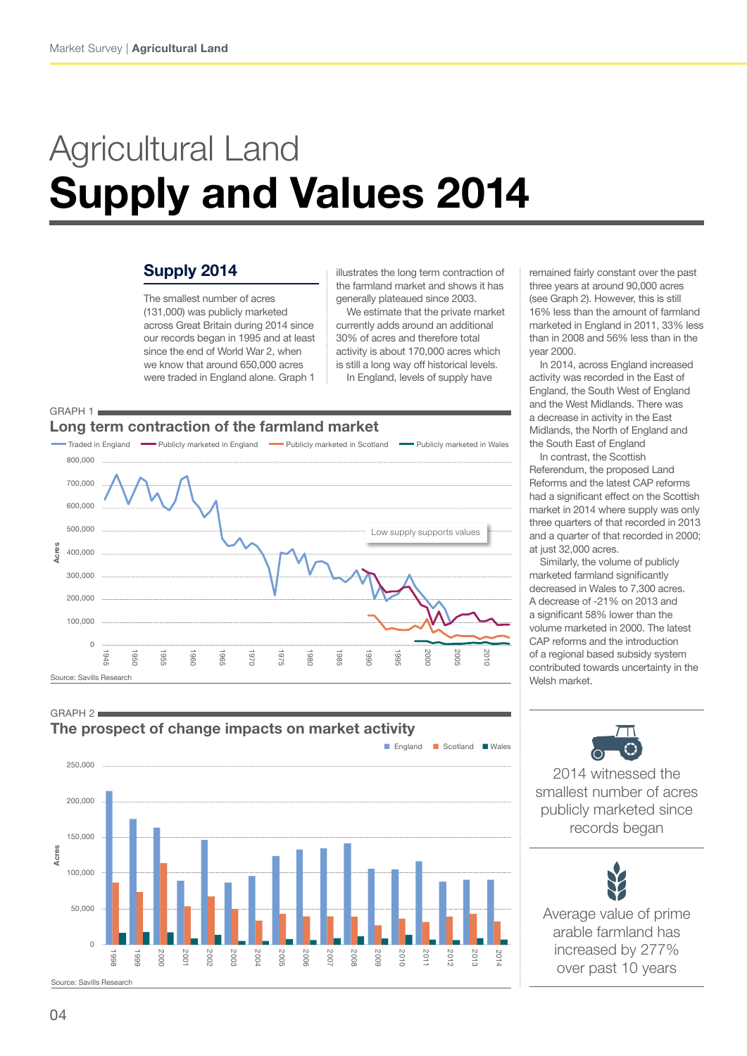# Agricultural Land

# Supply and Values 2014

## Supply 2014

The smallest number of acres (131,000) was publicly marketed across Great Britain during 2014 since our records began in 1995 and at least since the end of World War 2, when we know that around 650,000 acres were traded in England alone. Graph 1 illustrates the long term contraction of the farmland market and shows it has generally plateaued since 2003.

We estimate that the private market currently adds around an additional 30% of acres and therefore total activity is about 170,000 acres which is still a long way off historical levels.

In England, levels of supply have remained fairly constant over the past three years at around 90,000 acres (see Graph 2). However, this is still 16% less than the amount of farmland marketed in England in 2011, 33% less than in 2008 and 56% less than in the year 2000.

In 2014, across England increased activity was recorded in the East of England, the South West of England and the West Midlands. There was a decrease in activity in the East Midlands, the North of England and the South East of England

In contrast, the Scottish Referendum, the proposed Land Reforms and the latest CAP reforms had a significant effect on the Scottish market in 2014 where supply was only three quarters of that recorded in 2013 and a quarter of that recorded in 2000; at just 32,000 acres.

Similarly, the volume of publicly marketed farmland significantly decreased in Wales to 7,300 acres. A decrease of -21% on 2013 and a significant 58% lower than the volume marketed in 2000. The latest CAP reforms and the introduction of a regional based subsidy system contributed towards uncertainty in the Welsh market.

GRAPH 1

**Long term contraction of the farmland market**

Source: Savills Research

GRAPH 2

**The prospect of change impacts on market activity**

Source: Savills Research

2014 witnessed the smallest number of acres publicly marketed since records began

Average value of prime arable farmland has increased by 277% over past 10 years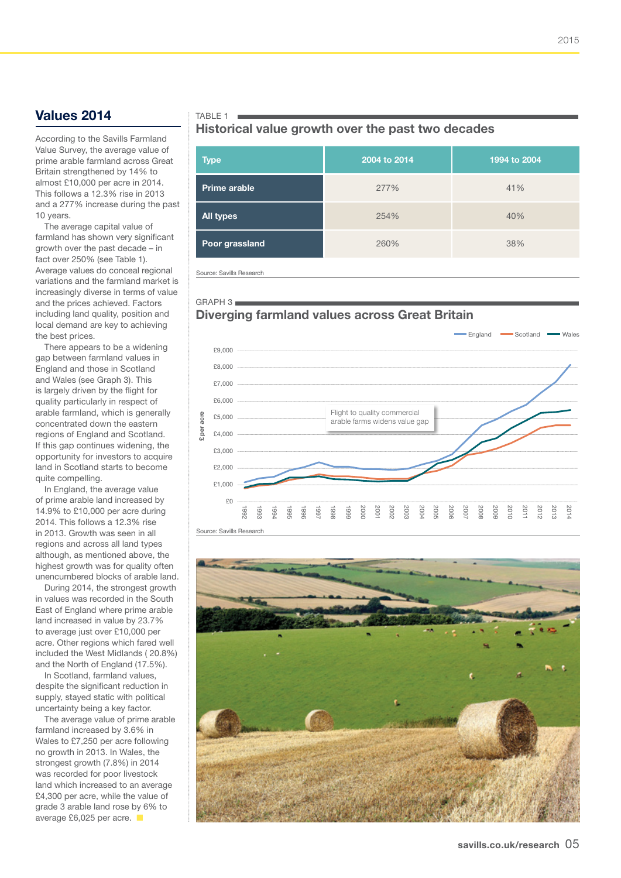## Values 2014

According to the Savills Farmland Value Survey, the average value of prime arable farmland across Great Britain strengthened by 14% to almost £10,000 per acre in 2014. This follows a 12.3% rise in 2013 and a 277% increase during the past 10 years.

The average capital value of farmland has shown very significant growth over the past decade – in fact over 250% (see Table 1). Average values do conceal regional variations and the farmland market is increasingly diverse in terms of value and the prices achieved. Factors including land quality, position and local demand are key to achieving the best prices.

There appears to be a widening gap between farmland values in England and those in Scotland and Wales (see Graph 3). This is largely driven by the flight for quality particularly in respect of arable farmland, which is generally concentrated down the eastern regions of England and Scotland. If this gap continues widening, the opportunity for investors to acquire land in Scotland starts to become quite compelling.

In England, the average value of prime arable land increased by 14.9% to £10,000 per acre during 2014. This follows a 12.3% rise in 2013. Growth was seen in all regions and across all land types although, as mentioned above, the highest growth was for quality often unencumbered blocks of arable land.

During 2014, the strongest growth in values was recorded in the South East of England where prime arable land increased in value by 23.7% to average just over £10,000 per acre. Other regions which fared well included the West Midlands (20.8%) and the North of England (17.5%).

In Scotland, farmland values, despite the significant reduction in supply, stayed static with political uncertainty being a key factor.

The average value of prime arable farmland increased by 3.6% in Wales to £7,250 per acre following no growth in 2013. In Wales, the strongest growth (7.8%) in 2014 was recorded for poor livestock land which increased to an average £4,300 per acre, while the value of grade 3 arable land rose by 6% to average £6,025 per acre.

TABLE 1

### Historical value growth over the past two decades

| Type | 2004 to 2014 | 1994 to 2004 |
|---|---|---|
| Prime arable | 277% | 41% |
| All types | 254% | 40% |
| Poor grassland | 260% | 38% |

Source: Savills Research

GRAPH 3

### Diverging farmland values across Great Britain

Source: Savills Research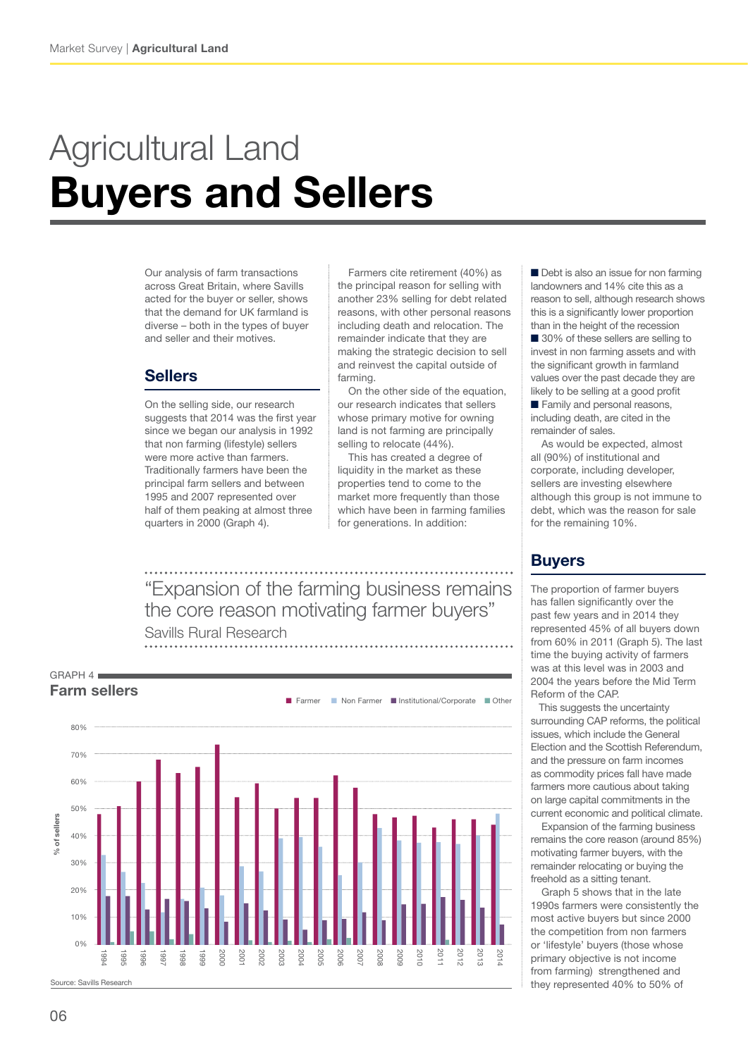# Agricultural Land
# Buyers and Sellers

Our analysis of farm transactions across Great Britain, where Savills acted for the buyer or seller, shows that the demand for UK farmland is diverse – both in the types of buyer and seller and their motives.

## Sellers

On the selling side, our research suggests that 2014 was the first year since we began our analysis in 1992 that non farming (lifestyle) sellers were more active than farmers. Traditionally farmers have been the principal farm sellers and between 1995 and 2007 represented over half of them peaking at almost three quarters in 2000 (Graph 4).

Farmers cite retirement (40%) as the principal reason for selling with another 23% selling for debt related reasons, with other personal reasons including death and relocation. The remainder indicate that they are making the strategic decision to sell and reinvest the capital outside of farming.

On the other side of the equation, our research indicates that sellers whose primary motive for owning land is not farming are principally selling to relocate (44%).

This has created a degree of liquidity in the market as these properties tend to come to the market more frequently than those which have been in farming families for generations. In addition:

- Debt is also an issue for non farming landowners and 14% cite this as a reason to sell, although research shows this is a significantly lower proportion than in the height of the recession
- 30% of these sellers are selling to invest in non farming assets and with the significant growth in farmland values over the past decade they are likely to be selling at a good profit
- Family and personal reasons, including death, are cited in the remainder of sales.

As would be expected, almost all (90%) of institutional and corporate, including developer, sellers are investing elsewhere although this group is not immune to debt, which was the reason for sale for the remaining 10%.

> "Expansion of the farming business remains the core reason motivating farmer buyers"
> Savills Rural Research

GRAPH 4
**Farm sellers**

Source: Savills Research

## Buyers

The proportion of farmer buyers has fallen significantly over the past few years and in 2014 they represented 45% of all buyers down from 60% in 2011 (Graph 5). The last time the buying activity of farmers was at this level was in 2003 and 2004 the years before the Mid Term Reform of the CAP.

This suggests the uncertainty surrounding CAP reforms, the political issues, which include the General Election and the Scottish Referendum, and the pressure on farm incomes as commodity prices fall have made farmers more cautious about taking on large capital commitments in the current economic and political climate.

Expansion of the farming business remains the core reason (around 85%) motivating farmer buyers, with the remainder relocating or buying the freehold as a sitting tenant.

Graph 5 shows that in the late 1990s farmers were consistently the most active buyers but since 2000 the competition from non farmers or 'lifestyle' buyers (those whose primary objective is not income from farming) strengthened and they represented 40% to 50% of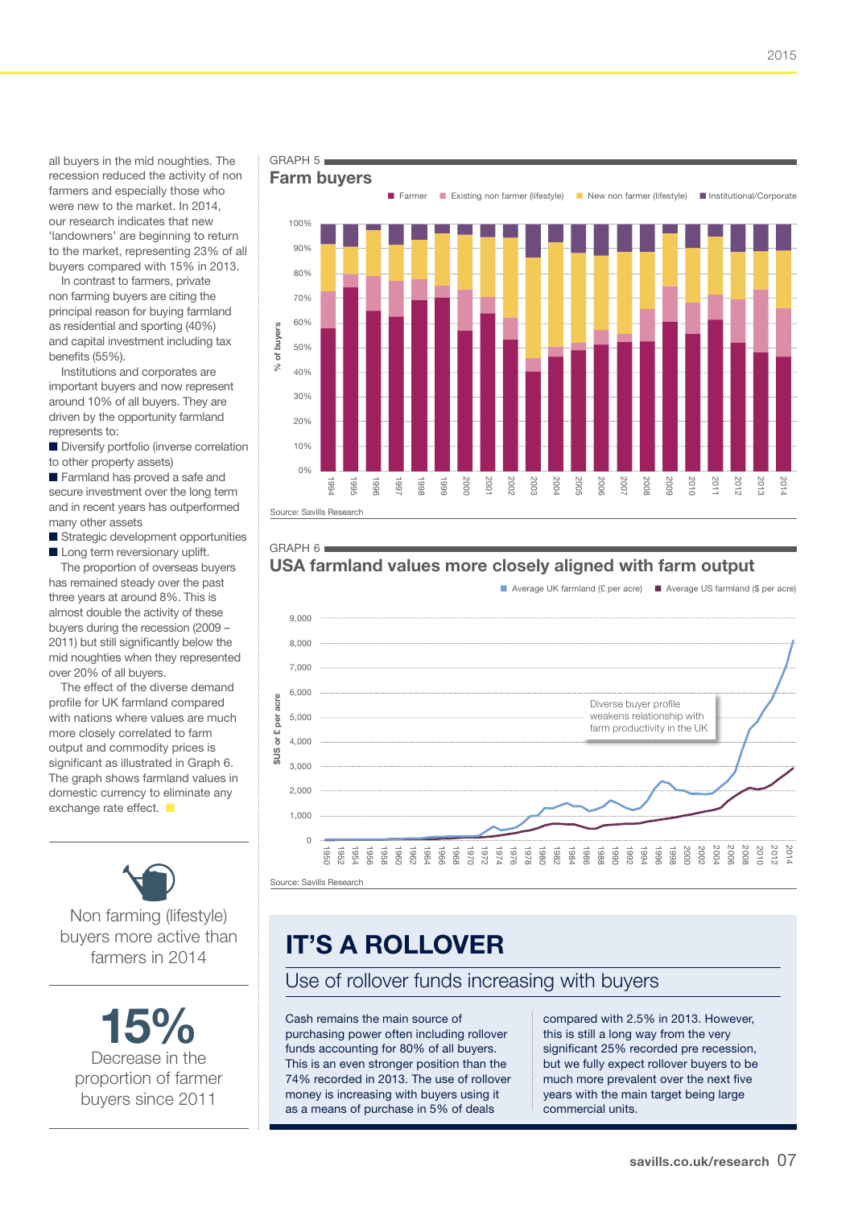all buyers in the mid noughties. The recession reduced the activity of non farmers and especially those who were new to the market. In 2014, our research indicates that new 'landowners' are beginning to return to the market, representing 23% of all buyers compared with 15% in 2013.

In contrast to farmers, private non farming buyers are citing the principal reason for buying farmland as residential and sporting (40%) and capital investment including tax benefits (55%).

Institutions and corporates are important buyers and now represent around 10% of all buyers. They are driven by the opportunity farmland represents to:

- Diversify portfolio (inverse correlation to other property assets)
- Farmland has proved a safe and secure investment over the long term and in recent years has outperformed many other assets
- Strategic development opportunities
- Long term reversionary uplift.

The proportion of overseas buyers has remained steady over the past three years at around 8%. This is almost double the activity of these buyers during the recession (2009 – 2011) but still significantly below the mid noughties when they represented over 20% of all buyers.

The effect of the diverse demand profile for UK farmland compared with nations where values are much more closely correlated to farm output and commodity prices is significant as illustrated in Graph 6. The graph shows farmland values in domestic currency to eliminate any exchange rate effect.

Non farming (lifestyle) buyers more active than farmers in 2014

**15%**
Decrease in the proportion of farmer buyers since 2011

GRAPH 5
## Farm buyers

Legend: Farmer; Existing non farmer (lifestyle); New non farmer (lifestyle); Institutional/Corporate

Y-axis: % of buyers (0%–100%); X-axis: 1994–2014

Source: Savills Research

GRAPH 6
## USA farmland values more closely aligned with farm output

Legend: Average UK farmland (£ per acre); Average US farmland ($ per acre)

Y-axis: \$US or £ per acre (0–9,000); X-axis: 1950–2014

Diverse buyer profile weakens relationship with farm productivity in the UK

Source: Savills Research

# IT'S A ROLLOVER
## Use of rollover funds increasing with buyers

Cash remains the main source of purchasing power often including rollover funds accounting for 80% of all buyers. This is an even stronger position than the 74% recorded in 2013. The use of rollover money is increasing with buyers using it as a means of purchase in 5% of deals compared with 2.5% in 2013. However, this is still a long way from the very significant 25% recorded pre recession, but we fully expect rollover buyers to be much more prevalent over the next five years with the main target being large commercial units.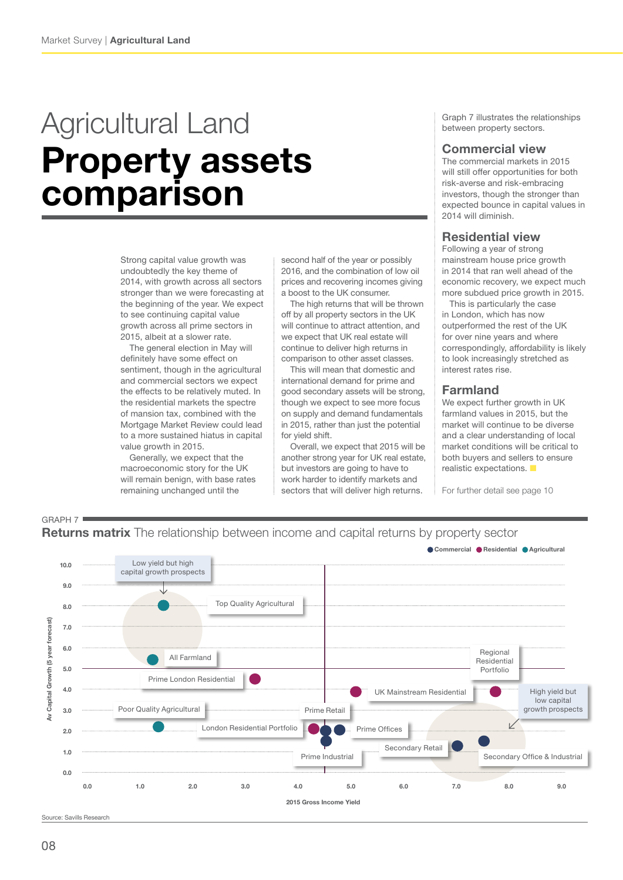# Agricultural Land

# Property assets comparison

Strong capital value growth was undoubtedly the key theme of 2014, with growth across all sectors stronger than we were forecasting at the beginning of the year. We expect to see continuing capital value growth across all prime sectors in 2015, albeit at a slower rate.

The general election in May will definitely have some effect on sentiment, though in the agricultural and commercial sectors we expect the effects to be relatively muted. In the residential markets the spectre of mansion tax, combined with the Mortgage Market Review could lead to a more sustained hiatus in capital value growth in 2015.

Generally, we expect that the macroeconomic story for the UK will remain benign, with base rates remaining unchanged until the second half of the year or possibly 2016, and the combination of low oil prices and recovering incomes giving a boost to the UK consumer.

The high returns that will be thrown off by all property sectors in the UK will continue to attract attention, and we expect that UK real estate will continue to deliver high returns in comparison to other asset classes.

This will mean that domestic and international demand for prime and good secondary assets will be strong, though we expect to see more focus on supply and demand fundamentals in 2015, rather than just the potential for yield shift.

Overall, we expect that 2015 will be another strong year for UK real estate, but investors are going to have to work harder to identify markets and sectors that will deliver high returns.

Graph 7 illustrates the relationships between property sectors.

## Commercial view

The commercial markets in 2015 will still offer opportunities for both risk-averse and risk-embracing investors, though the stronger than expected bounce in capital values in 2014 will diminish.

## Residential view

Following a year of strong mainstream house price growth in 2014 that ran well ahead of the economic recovery, we expect much more subdued price growth in 2015.

This is particularly the case in London, which has now outperformed the rest of the UK for over nine years and where correspondingly, affordability is likely to look increasingly stretched as interest rates rise.

## Farmland

We expect further growth in UK farmland values in 2015, but the market will continue to be diverse and a clear understanding of local market conditions will be critical to both buyers and sellers to ensure realistic expectations.

For further detail see page 10

GRAPH 7

**Returns matrix** The relationship between income and capital returns by property sector

Legend: Commercial, Residential, Agricultural

Y-axis: Av Capital Growth (5 year forecast) (0.0–10.0)
X-axis: 2015 Gross Income Yield (0.0–9.0)

Labels: Low yield but high capital growth prospects; High yield but low capital growth prospects; Top Quality Agricultural; All Farmland; Prime London Residential; Poor Quality Agricultural; London Residential Portfolio; Prime Retail; Prime Industrial; Prime Offices; UK Mainstream Residential; Regional Residential Portfolio; Secondary Retail; Secondary Office & Industrial

Source: Savills Research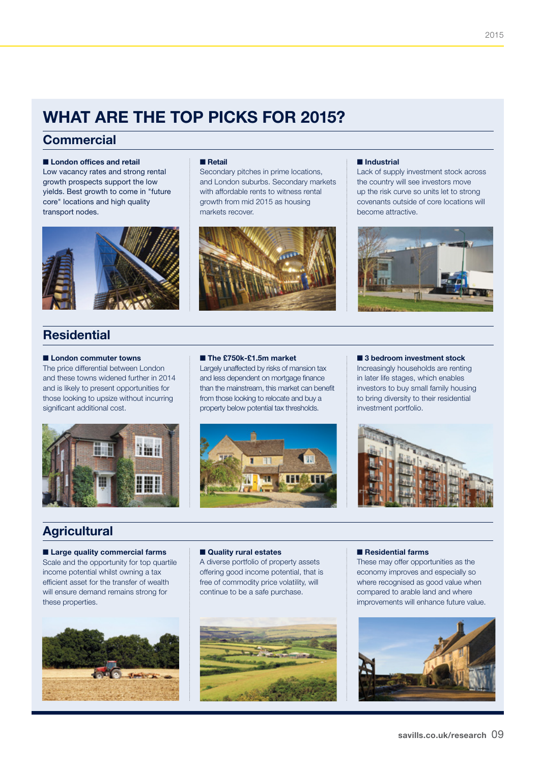# WHAT ARE THE TOP PICKS FOR 2015?

## Commercial

■ **London offices and retail**
Low vacancy rates and strong rental growth prospects support the low yields. Best growth to come in "future core" locations and high quality transport nodes.

■ **Retail**
Secondary pitches in prime locations, and London suburbs. Secondary markets with affordable rents to witness rental growth from mid 2015 as housing markets recover.

■ **Industrial**
Lack of supply investment stock across the country will see investors move up the risk curve so units let to strong covenants outside of core locations will become attractive.

## Residential

■ **London commuter towns**
The price differential between London and these towns widened further in 2014 and is likely to present opportunities for those looking to upsize without incurring significant additional cost.

■ **The £750k-£1.5m market**
Largely unaffected by risks of mansion tax and less dependent on mortgage finance than the mainstream, this market can benefit from those looking to relocate and buy a property below potential tax thresholds.

■ **3 bedroom investment stock**
Increasingly households are renting in later life stages, which enables investors to buy small family housing to bring diversity to their residential investment portfolio.

## Agricultural

■ **Large quality commercial farms**
Scale and the opportunity for top quartile income potential whilst owning a tax efficient asset for the transfer of wealth will ensure demand remains strong for these properties.

■ **Quality rural estates**
A diverse portfolio of property assets offering good income potential, that is free of commodity price volatility, will continue to be a safe purchase.

■ **Residential farms**
These may offer opportunities as the economy improves and especially so where recognised as good value when compared to arable land and where improvements will enhance future value.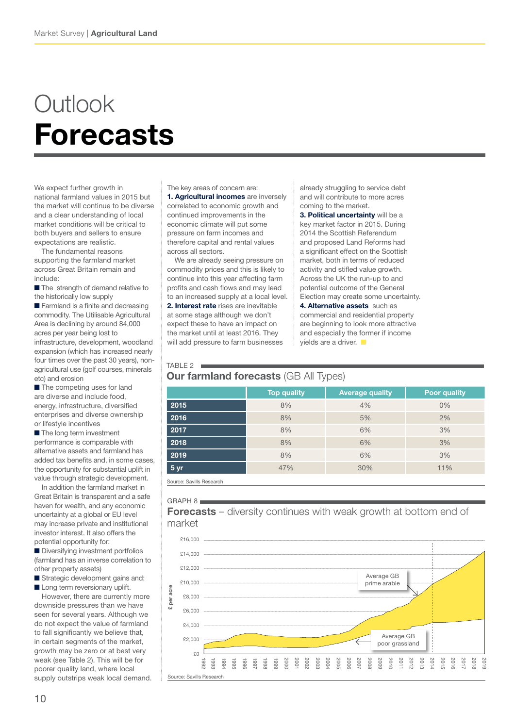# Outlook

# Forecasts

We expect further growth in national farmland values in 2015 but the market will continue to be diverse and a clear understanding of local market conditions will be critical to both buyers and sellers to ensure expectations are realistic.

The fundamental reasons supporting the farmland market across Great Britain remain and include:

- The strength of demand relative to the historically low supply
- Farmland is a finite and decreasing commodity. The Utilisable Agricultural Area is declining by around 84,000 acres per year being lost to infrastructure, development, woodland expansion (which has increased nearly four times over the past 30 years), non-agricultural use (golf courses, minerals etc) and erosion
- The competing uses for land are diverse and include food, energy, infrastructure, diversified enterprises and diverse ownership or lifestyle incentives
- The long term investment performance is comparable with alternative assets and farmland has added tax benefits and, in some cases, the opportunity for substantial uplift in value through strategic development.

In addition the farmland market in Great Britain is transparent and a safe haven for wealth, and any economic uncertainty at a global or EU level may increase private and institutional investor interest. It also offers the potential opportunity for:

- Diversifying investment portfolios (farmland has an inverse correlation to other property assets)
- Strategic development gains and:
- Long term reversionary uplift.

However, there are currently more downside pressures than we have seen for several years. Although we do not expect the value of farmland to fall significantly we believe that, in certain segments of the market, growth may be zero or at best very weak (see Table 2). This will be for poorer quality land, where local supply outstrips weak local demand.

The key areas of concern are:

**1. Agricultural incomes** are inversely correlated to economic growth and continued improvements in the economic climate will put some pressure on farm incomes and therefore capital and rental values across all sectors.

We are already seeing pressure on commodity prices and this is likely to continue into this year affecting farm profits and cash flows and may lead to an increased supply at a local level.

**2. Interest rate** rises are inevitable at some stage although we don't expect these to have an impact on the market until at least 2016. They will add pressure to farm businesses already struggling to service debt and will contribute to more acres coming to the market.

**3. Political uncertainty** will be a key market factor in 2015. During 2014 the Scottish Referendum and proposed Land Reforms had a significant effect on the Scottish market, both in terms of reduced activity and stifled value growth. Across the UK the run-up to and potential outcome of the General Election may create some uncertainty.

**4. Alternative assets** such as commercial and residential property are beginning to look more attractive and especially the former if income yields are a driver.

TABLE 2

**Our farmland forecasts** (GB All Types)

| | Top quality | Average quality | Poor quality |
|---|---|---|---|
| 2015 | 8% | 4% | 0% |
| 2016 | 8% | 5% | 2% |
| 2017 | 8% | 6% | 3% |
| 2018 | 8% | 6% | 3% |
| 2019 | 8% | 6% | 3% |
| 5 yr | 47% | 30% | 11% |

Source: Savills Research

GRAPH 8

**Forecasts** – diversity continues with weak growth at bottom end of market

Source: Savills Research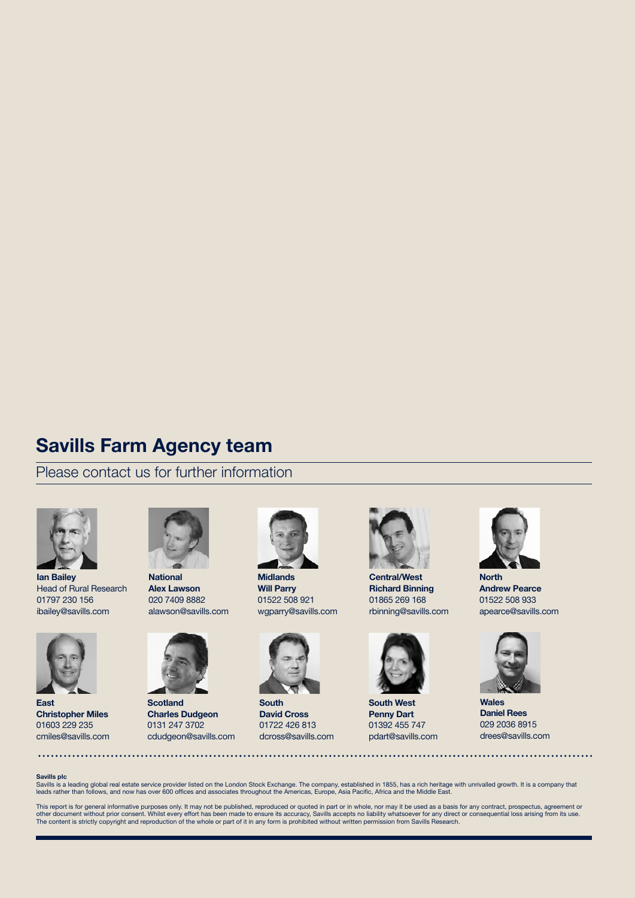## Savills Farm Agency team

Please contact us for further information

**Ian Bailey**
Head of Rural Research
01797 230 156
ibailey@savills.com

**National**
**Alex Lawson**
020 7409 8882
alawson@savills.com

**Midlands**
**Will Parry**
01522 508 921
wgparry@savills.com

**Central/West**
**Richard Binning**
01865 269 168
rbinning@savills.com

**North**
**Andrew Pearce**
01522 508 933
apearce@savills.com

**East**
**Christopher Miles**
01603 229 235
cmiles@savills.com

**Scotland**
**Charles Dudgeon**
0131 247 3702
cdudgeon@savills.com

**South**
**David Cross**
01722 426 813
dcross@savills.com

**South West**
**Penny Dart**
01392 455 747
pdart@savills.com

**Wales**
**Daniel Rees**
029 2036 8915
drees@savills.com

**Savills plc**
Savills is a leading global real estate service provider listed on the London Stock Exchange. The company, established in 1855, has a rich heritage with unrivalled growth. It is a company that leads rather than follows, and now has over 600 offices and associates throughout the Americas, Europe, Asia Pacific, Africa and the Middle East.

This report is for general informative purposes only. It may not be published, reproduced or quoted in part or in whole, nor may it be used as a basis for any contract, prospectus, agreement or other document without prior consent. Whilst every effort has been made to ensure its accuracy, Savills accepts no liability whatsoever for any direct or consequential loss arising from its use. The content is strictly copyright and reproduction of the whole or part of it in any form is prohibited without written permission from Savills Research.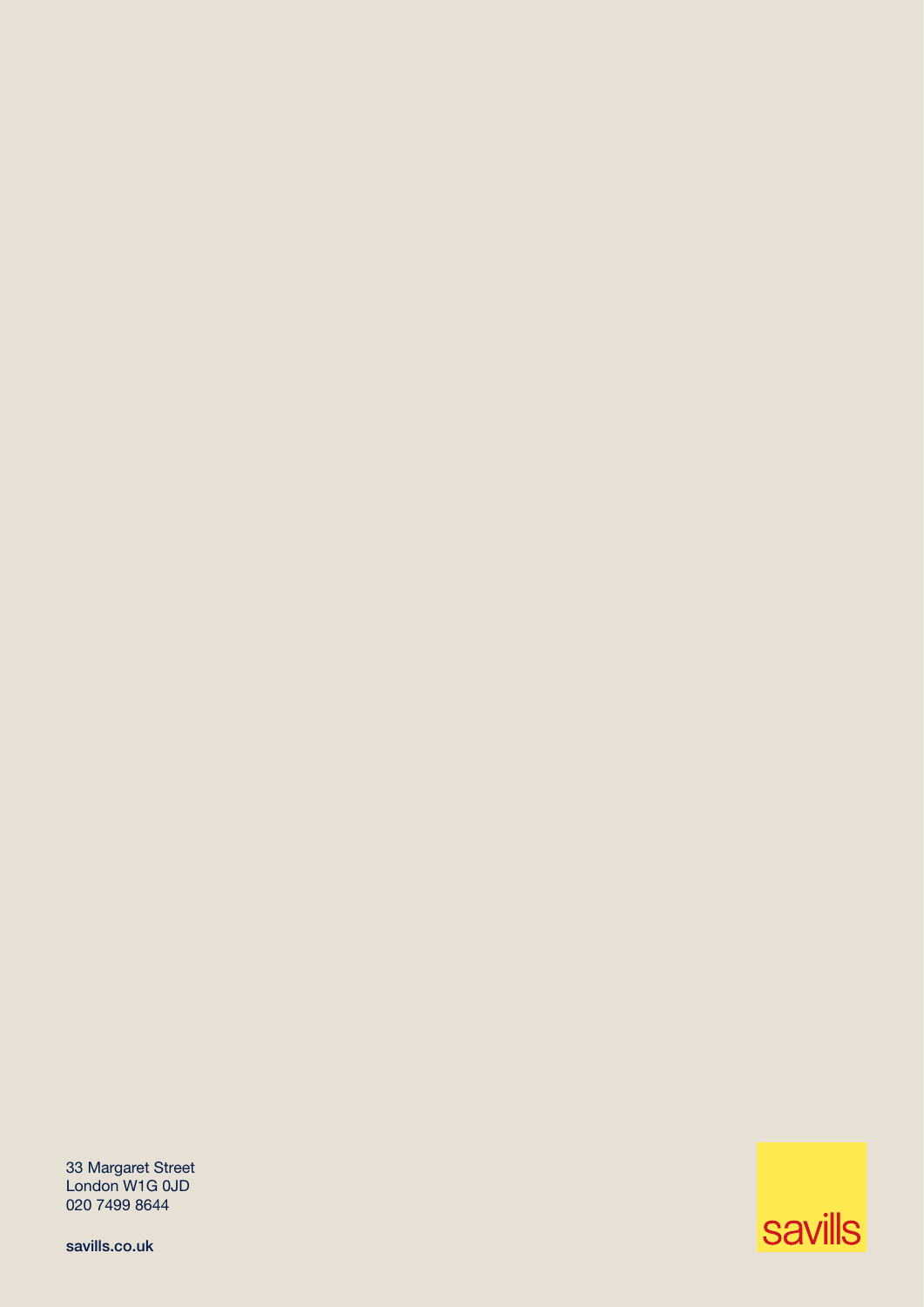33 Margaret Street
London W1G 0JD
020 7499 8644

**savills.co.uk**

savills